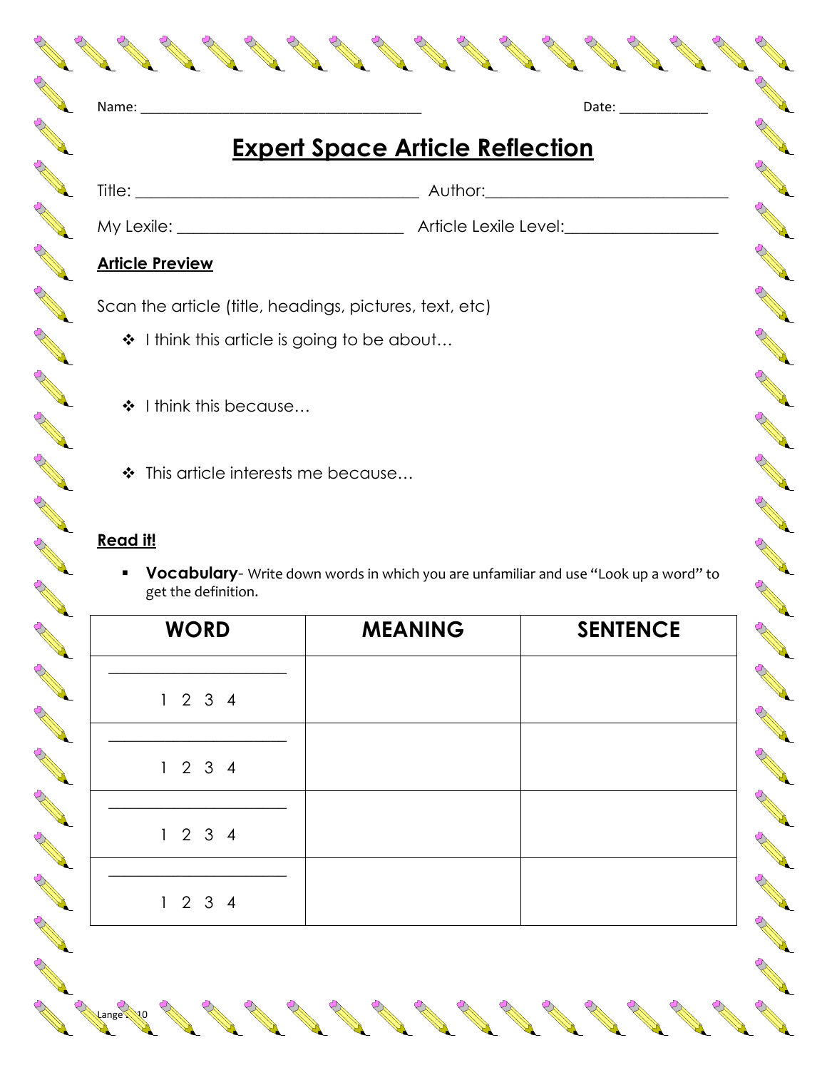Name: ________________________________________ Date: _____________

# Expert Space Article Reflection

Title: ___________________________________ Author: ______________________________

My Lexile: ___________________________ Article Lexile Level: __________________

**Article Preview**

Scan the article (title, headings, pictures, text, etc)

- I think this article is going to be about…

- I think this because…

- This article interests me because…

**Read it!**

- **Vocabulary**- Write down words in which you are unfamiliar and use "Look up a word" to get the definition.

| WORD | MEANING | SENTENCE |
|---|---|---|
| ______________________ 1 2 3 4 | | |
| ______________________ 1 2 3 4 | | |
| ______________________ 1 2 3 4 | | |
| ______________________ 1 2 3 4 | | |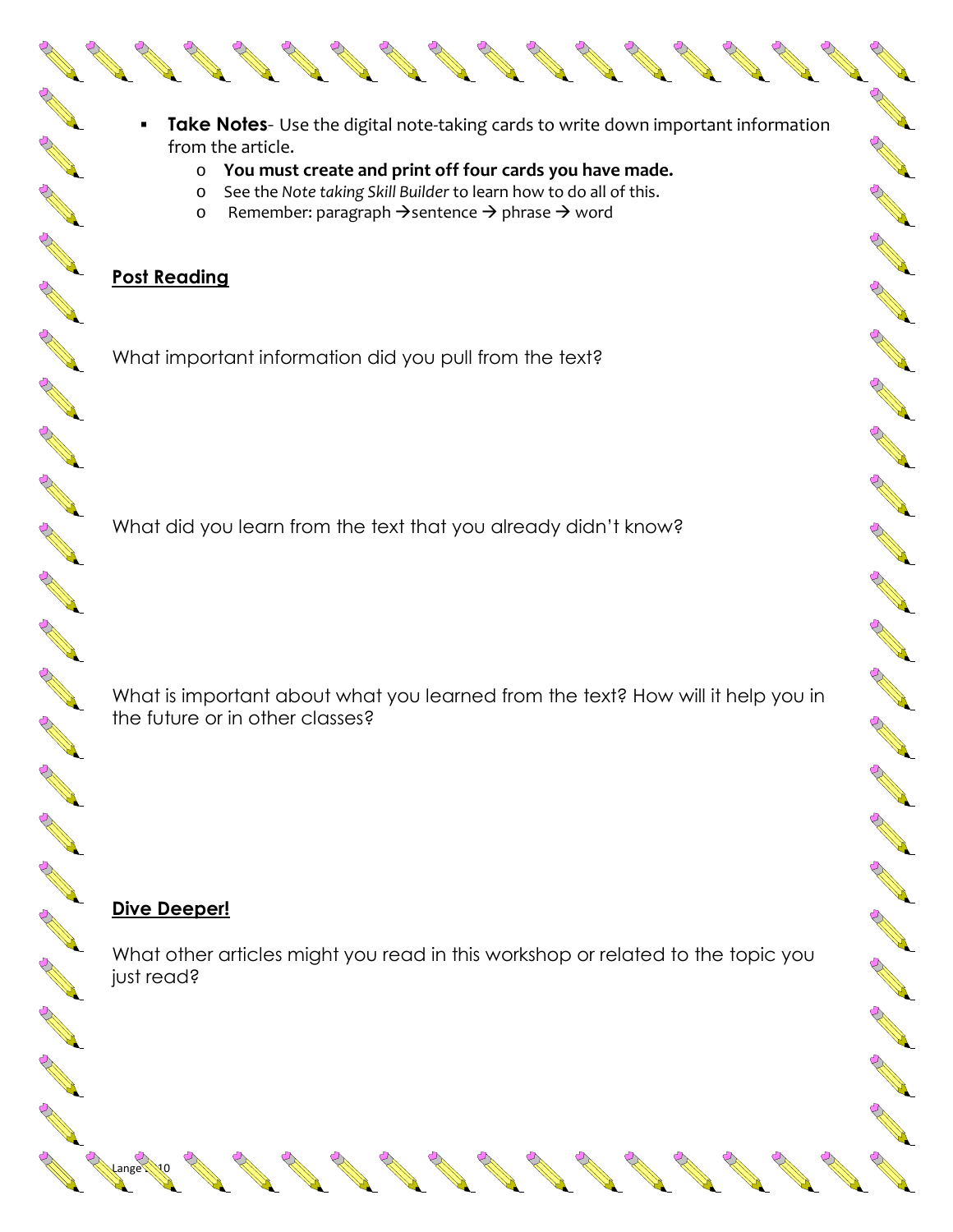- **Take Notes**- Use the digital note-taking cards to write down important information from the article.
    - **You must create and print off four cards you have made.**
    - See the *Note taking Skill Builder* to learn how to do all of this.
    - Remember: paragraph →sentence → phrase → word

## Post Reading

What important information did you pull from the text?

What did you learn from the text that you already didn't know?

What is important about what you learned from the text? How will it help you in the future or in other classes?

## Dive Deeper!

What other articles might you read in this workshop or related to the topic you just read?